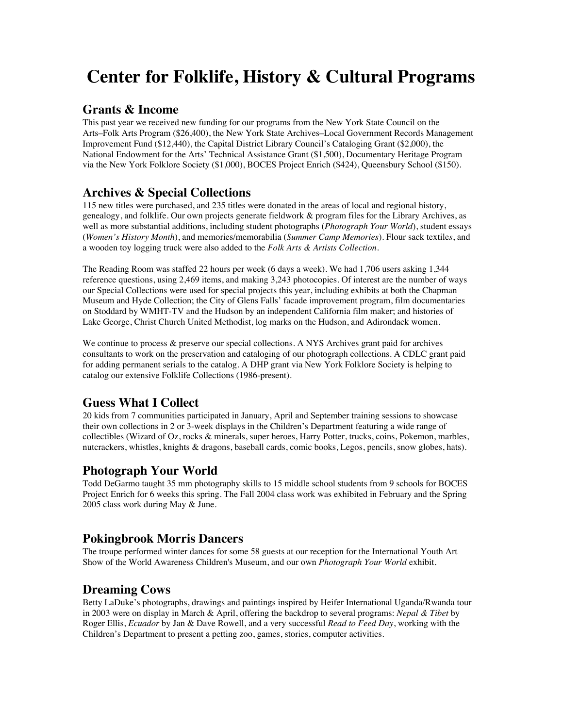# Center for Folklife, History & Cultural Programs

## Grants & Income

This past year we received new funding for our programs from the New York State Council on the Arts–Folk Arts Program ($26,400), the New York State Archives–Local Government Records Management Improvement Fund ($12,440), the Capital District Library Council's Cataloging Grant ($2,000), the National Endowment for the Arts' Technical Assistance Grant ($1,500), Documentary Heritage Program via the New York Folklore Society ($1,000), BOCES Project Enrich ($424), Queensbury School ($150).

## Archives & Special Collections

115 new titles were purchased, and 235 titles were donated in the areas of local and regional history, genealogy, and folklife. Our own projects generate fieldwork & program files for the Library Archives, as well as more substantial additions, including student photographs (*Photograph Your World*), student essays (*Women's History Month*), and memories/memorabilia (*Summer Camp Memories*). Flour sack textiles, and a wooden toy logging truck were also added to the *Folk Arts & Artists Collection*.

The Reading Room was staffed 22 hours per week (6 days a week). We had 1,706 users asking 1,344 reference questions, using 2,469 items, and making 3,243 photocopies. Of interest are the number of ways our Special Collections were used for special projects this year, including exhibits at both the Chapman Museum and Hyde Collection; the City of Glens Falls' facade improvement program, film documentaries on Stoddard by WMHT-TV and the Hudson by an independent California film maker; and histories of Lake George, Christ Church United Methodist, log marks on the Hudson, and Adirondack women.

We continue to process & preserve our special collections. A NYS Archives grant paid for archives consultants to work on the preservation and cataloging of our photograph collections. A CDLC grant paid for adding permanent serials to the catalog. A DHP grant via New York Folklore Society is helping to catalog our extensive Folklife Collections (1986-present).

## Guess What I Collect

20 kids from 7 communities participated in January, April and September training sessions to showcase their own collections in 2 or 3-week displays in the Children's Department featuring a wide range of collectibles (Wizard of Oz, rocks & minerals, super heroes, Harry Potter, trucks, coins, Pokemon, marbles, nutcrackers, whistles, knights & dragons, baseball cards, comic books, Legos, pencils, snow globes, hats).

## Photograph Your World

Todd DeGarmo taught 35 mm photography skills to 15 middle school students from 9 schools for BOCES Project Enrich for 6 weeks this spring. The Fall 2004 class work was exhibited in February and the Spring 2005 class work during May & June.

## Pokingbrook Morris Dancers

The troupe performed winter dances for some 58 guests at our reception for the International Youth Art Show of the World Awareness Children's Museum, and our own *Photograph Your World* exhibit.

## Dreaming Cows

Betty LaDuke's photographs, drawings and paintings inspired by Heifer International Uganda/Rwanda tour in 2003 were on display in March & April, offering the backdrop to several programs: *Nepal & Tibet* by Roger Ellis, *Ecuador* by Jan & Dave Rowell, and a very successful *Read to Feed Day*, working with the Children's Department to present a petting zoo, games, stories, computer activities.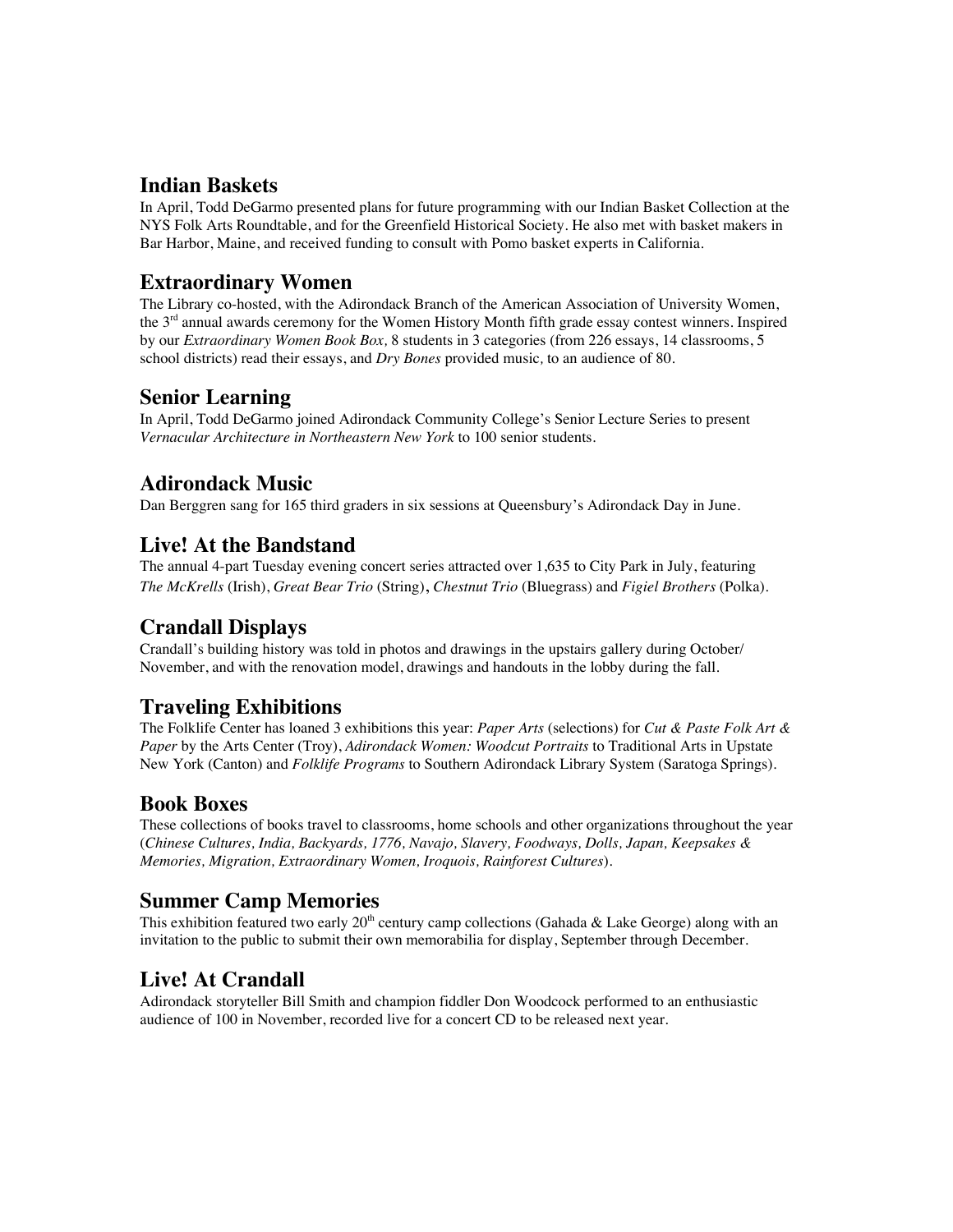## Indian Baskets

In April, Todd DeGarmo presented plans for future programming with our Indian Basket Collection at the NYS Folk Arts Roundtable, and for the Greenfield Historical Society. He also met with basket makers in Bar Harbor, Maine, and received funding to consult with Pomo basket experts in California.

## Extraordinary Women

The Library co-hosted, with the Adirondack Branch of the American Association of University Women, the 3rd annual awards ceremony for the Women History Month fifth grade essay contest winners. Inspired by our *Extraordinary Women Book Box,* 8 students in 3 categories (from 226 essays, 14 classrooms, 5 school districts) read their essays, and *Dry Bones* provided music, to an audience of 80.

## Senior Learning

In April, Todd DeGarmo joined Adirondack Community College's Senior Lecture Series to present *Vernacular Architecture in Northeastern New York* to 100 senior students.

## Adirondack Music

Dan Berggren sang for 165 third graders in six sessions at Queensbury's Adirondack Day in June.

## Live! At the Bandstand

The annual 4-part Tuesday evening concert series attracted over 1,635 to City Park in July, featuring *The McKrells* (Irish), *Great Bear Trio* (String), *Chestnut Trio* (Bluegrass) and *Figiel Brothers* (Polka).

## Crandall Displays

Crandall's building history was told in photos and drawings in the upstairs gallery during October/ November, and with the renovation model, drawings and handouts in the lobby during the fall.

## Traveling Exhibitions

The Folklife Center has loaned 3 exhibitions this year: *Paper Arts* (selections) for *Cut & Paste Folk Art & Paper* by the Arts Center (Troy), *Adirondack Women: Woodcut Portraits* to Traditional Arts in Upstate New York (Canton) and *Folklife Programs* to Southern Adirondack Library System (Saratoga Springs).

## Book Boxes

These collections of books travel to classrooms, home schools and other organizations throughout the year (*Chinese Cultures, India, Backyards, 1776, Navajo, Slavery, Foodways, Dolls, Japan, Keepsakes & Memories, Migration, Extraordinary Women, Iroquois, Rainforest Cultures*).

## Summer Camp Memories

This exhibition featured two early 20th century camp collections (Gahada & Lake George) along with an invitation to the public to submit their own memorabilia for display, September through December.

## Live! At Crandall

Adirondack storyteller Bill Smith and champion fiddler Don Woodcock performed to an enthusiastic audience of 100 in November, recorded live for a concert CD to be released next year.